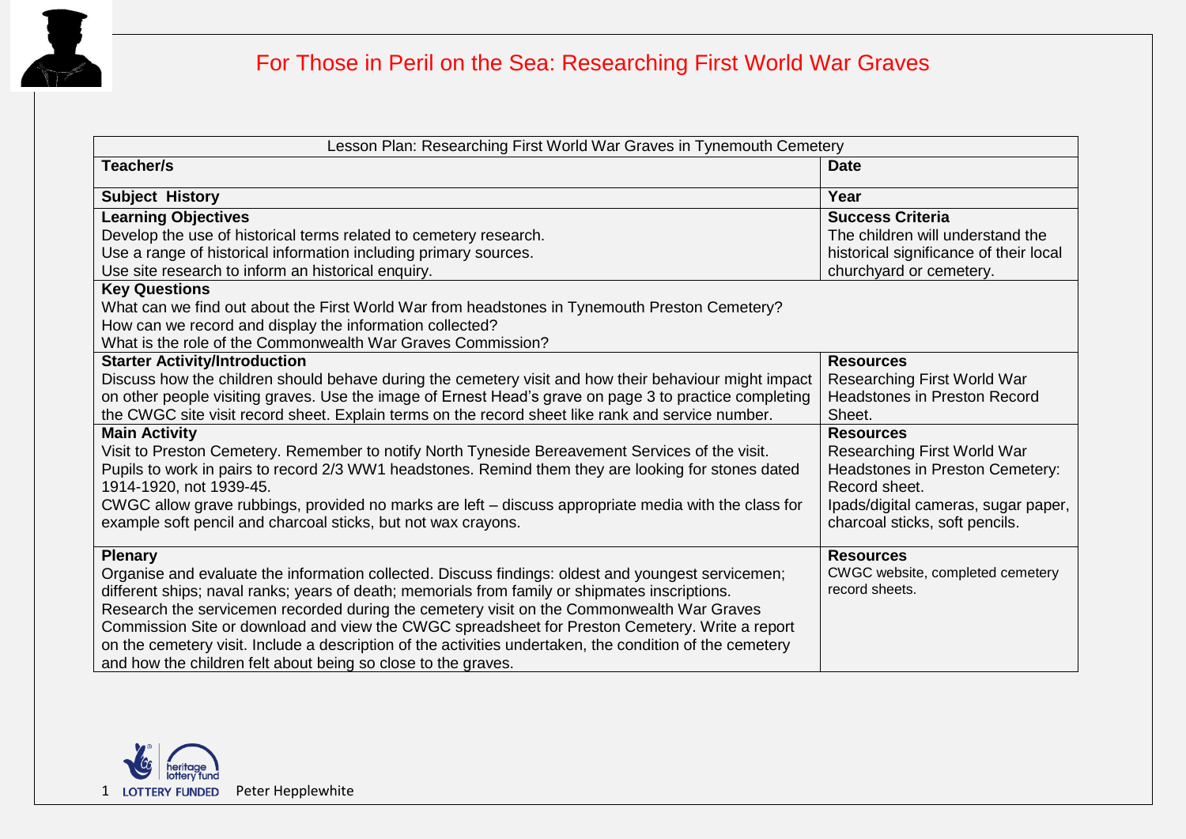# For Those in Peril on the Sea: Researching First World War Graves

| Lesson Plan: Researching First World War Graves in Tynemouth Cemetery | |
|---|---|
| **Teacher/s** | **Date** |
| **Subject History** | **Year** |
| **Learning Objectives**<br>Develop the use of historical terms related to cemetery research.<br>Use a range of historical information including primary sources.<br>Use site research to inform an historical enquiry. | **Success Criteria**<br>The children will understand the historical significance of their local churchyard or cemetery. |
| **Key Questions**<br>What can we find out about the First World War from headstones in Tynemouth Preston Cemetery?<br>How can we record and display the information collected?<br>What is the role of the Commonwealth War Graves Commission? | |
| **Starter Activity/Introduction**<br>Discuss how the children should behave during the cemetery visit and how their behaviour might impact on other people visiting graves. Use the image of Ernest Head's grave on page 3 to practice completing the CWGC site visit record sheet. Explain terms on the record sheet like rank and service number. | **Resources**<br>Researching First World War Headstones in Preston Record Sheet. |
| **Main Activity**<br>Visit to Preston Cemetery. Remember to notify North Tyneside Bereavement Services of the visit.<br>Pupils to work in pairs to record 2/3 WW1 headstones. Remind them they are looking for stones dated 1914-1920, not 1939-45.<br>CWGC allow grave rubbings, provided no marks are left – discuss appropriate media with the class for example soft pencil and charcoal sticks, but not wax crayons. | **Resources**<br>Researching First World War Headstones in Preston Cemetery: Record sheet.<br>Ipads/digital cameras, sugar paper, charcoal sticks, soft pencils. |
| **Plenary**<br>Organise and evaluate the information collected. Discuss findings: oldest and youngest servicemen; different ships; naval ranks; years of death; memorials from family or shipmates inscriptions.<br>Research the servicemen recorded during the cemetery visit on the Commonwealth War Graves Commission Site or download and view the CWGC spreadsheet for Preston Cemetery. Write a report on the cemetery visit. Include a description of the activities undertaken, the condition of the cemetery and how the children felt about being so close to the graves. | **Resources**<br>CWGC website, completed cemetery record sheets. |

LOTTERY FUNDED Peter Hepplewhite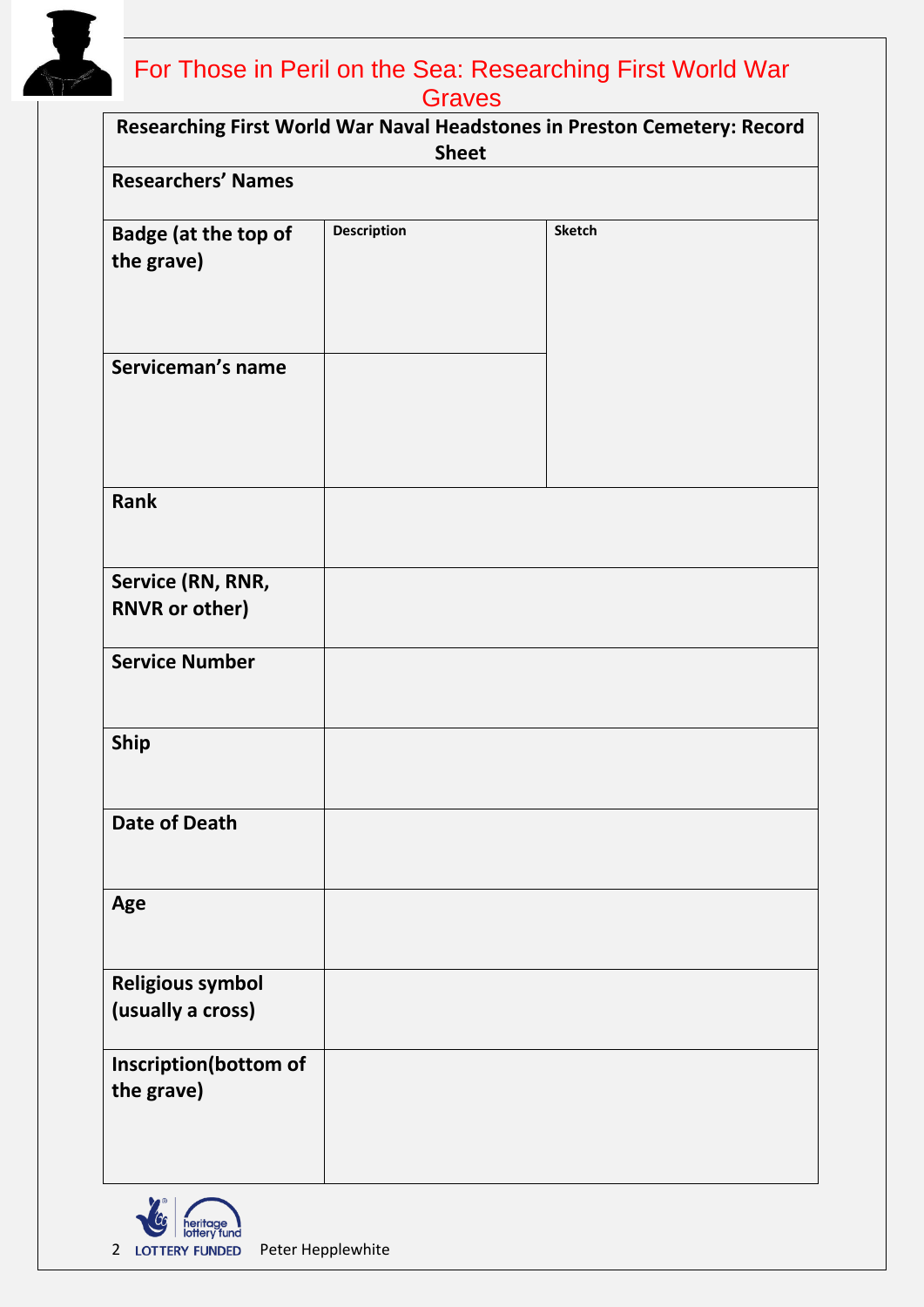# For Those in Peril on the Sea: Researching First World War Graves

| Researching First World War Naval Headstones in Preston Cemetery: Record Sheet | | |
|---|---|---|
| **Researchers' Names** | | |
| **Badge (at the top of the grave)** | **Description** | **Sketch** |
| **Serviceman's name** | | |
| **Rank** | | |
| **Service (RN, RNR, RNVR or other)** | | |
| **Service Number** | | |
| **Ship** | | |
| **Date of Death** | | |
| **Age** | | |
| **Religious symbol (usually a cross)** | | |
| **Inscription(bottom of the grave)** | | |

heritage lottery fund
LOTTERY FUNDED Peter Hepplewhite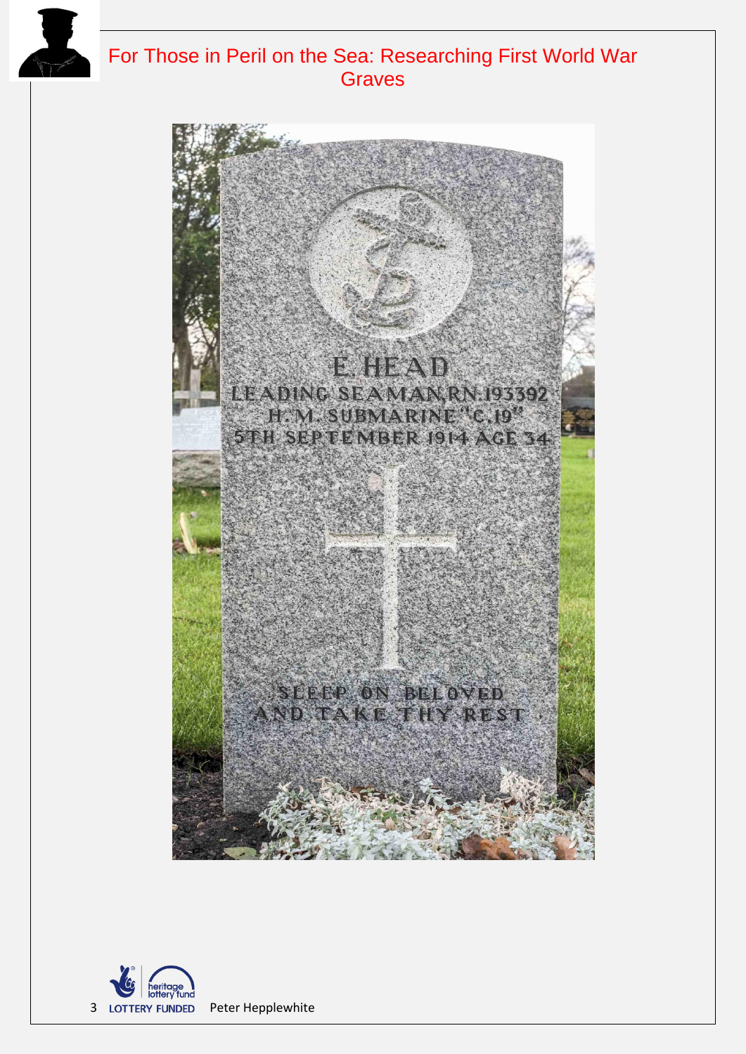E. HEAD

LEADING SEAMAN R.N. 193392

H.M. SUBMARINE "C.19"

5TH SEPTEMBER 1914 AGE 34

SLEEP ON BELOVED

AND TAKE THY REST